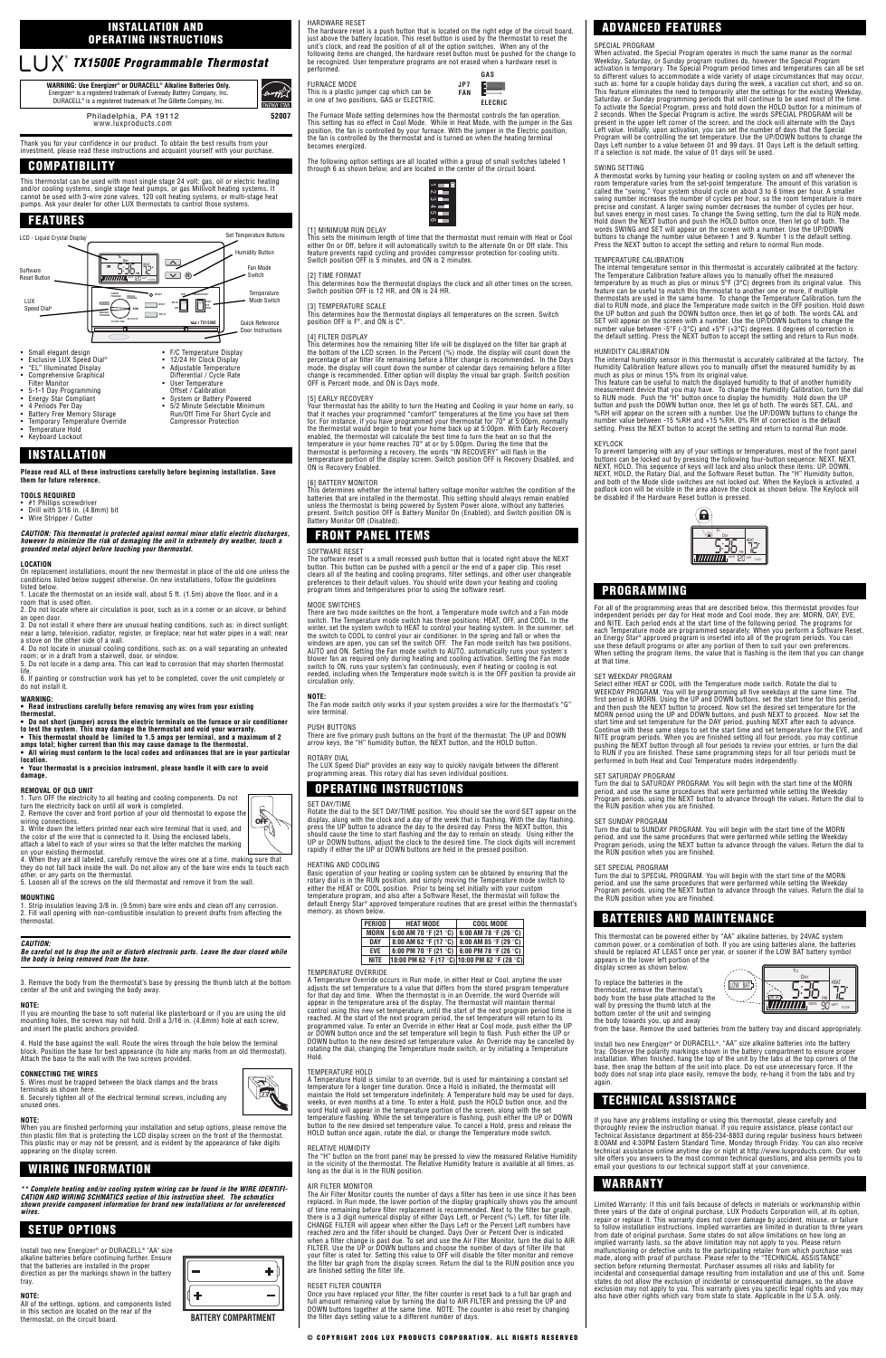# INSTALLATION AND OPERATING INSTRUCTIONS

# LUX® TX1500E Programmable Thermostat

**WARNING: Use Energizer® or DURACELL® Alkaline Batteries Only.**
Energizer® is a registered trademark of Eveready Battery Company, Inc.
DURACELL® is a registered trademark of The Gillette Company, Inc.

Philadelphia, PA 19112
www.luxproducts.com

52007

Thank you for your confidence in our product. To obtain the best results from your investment, please read these instructions and acquaint yourself with your purchase.

## COMPATIBILITY

This thermostat can be used with most single stage 24 volt: gas, oil or electric heating and/or cooling systems, single stage heat pumps, or gas Millivolt heating systems. It cannot be used with 3-wire zone valves, 120 volt heating systems, or multi-stage heat pumps. Ask your dealer for other LUX thermostats to control those systems.

## FEATURES

LCD - Liquid Crystal Display; Set Temperature Buttons; Humidity Button; Software Reset Button; Fan Mode Switch; LUX Speed Dial®; Temperature Mode Switch; Quick Reference Door Instructions

- Small elegant design
- Exclusive LUX Speed Dial®
- "EL" Illuminated Display
- Comprehensive Graphical Filter Monitor
- 5-1-1 Day Programming
- Energy Star Compliant
- 4 Periods Per Day
- Battery Free Memory Storage
- Temporary Temperature Override
- Temperature Hold
- Keyboard Lockout
- F/C Temperature Display
- 12/24 Hr Clock Display
- Adjustable Temperature Differential / Cycle Rate
- User Temperature Offset / Calibration
- System or Battery Powered
- 5/2 Minute Selectable Minimum Run/Off Time For Short Cycle and Compressor Protection

## INSTALLATION

**Please read ALL of these instructions carefully before beginning installation. Save them for future reference.**

**TOOLS REQUIRED**

- #1 Phillips screwdriver
- Drill with 3/16 in. (4.8mm) bit
- Wire Stripper / Cutter

***CAUTION: This thermostat is protected against normal minor static electric discharges, however to minimize the risk of damaging the unit in extremely dry weather, touch a grounded metal object before touching your thermostat.***

**LOCATION**

On replacement installations, mount the new thermostat in place of the old one unless the conditions listed below suggest otherwise. On new installations, follow the guidelines listed below.

1. Locate the thermostat on an inside wall, about 5 ft. (1.5m) above the floor, and in a room that is used often.
2. Do not locate where air circulation is poor, such as in a corner or an alcove, or behind an open door.
3. Do not install it where there are unusual heating conditions, such as: in direct sunlight; near a lamp, television, radiator, register, or fireplace; near hot water pipes in a wall; near a stove on the other side of a wall.
4. Do not locate in unusual cooling conditions, such as: on a wall separating an unheated room; or in a draft from a stairwell, door, or window.
5. Do not locate in a damp area. This can lead to corrosion that may shorten thermostat life.
6. If painting or construction work has yet to be completed, cover the unit completely or do not install it.

**WARNING:**

- **Read instructions carefully before removing any wires from your existing thermostat.**
- **Do not short (jumper) across the electric terminals on the furnace or air conditioner to test the system. This may damage the thermostat and void your warranty.**
- **This thermostat should be limited to 1.5 amps per terminal, and a maximum of 2 amps total; higher current than this may cause damage to the thermostat.**
- **All wiring must conform to the local codes and ordinances that are in your particular location.**
- **Your thermostat is a precision instrument, please handle it with care to avoid damage.**

**REMOVAL OF OLD UNIT**

1. Turn OFF the electricity to all heating and cooling components. Do not turn the electricity back on until all work is completed.
2. Remove the cover and front portion of your old thermostat to expose the wiring connections.
3. Write down the letters printed near each wire terminal that is used, and the color of the wire that is connected to it. Using the enclosed labels, attach a label to each of your wires so that the letter matches the marking on your existing thermostat.
4. When they are all labeled, carefully remove the wires one at a time, making sure that they do not fall back inside the wall. Do not allow any of the bare wire ends to touch each other, or any parts on the thermostat.
5. Loosen all of the screws on the old thermostat and remove it from the wall.

**MOUNTING**

1. Strip insulation leaving 3/8 in. (9.5mm) bare wire ends and clean off any corrosion.
2. Fill wall opening with non-combustible insulation to prevent drafts from affecting the thermostat.

***CAUTION:***
***Be careful not to drop the unit or disturb electronic parts. Leave the door closed while the body is being removed from the base.***

3. Remove the body from the thermostat's base by pressing the thumb latch at the bottom center of the unit and swinging the body away.

**NOTE:**
If you are mounting the base to soft material like plasterboard or if you are using the old mounting holes, the screws may not hold. Drill a 3/16 in. (4.8mm) hole at each screw, and insert the plastic anchors provided.

4. Hold the base against the wall. Route the wires through the hole below the terminal block. Position the base for best appearance (to hide any marks from an old thermostat). Attach the base to the wall with the two screws provided.

**CONNECTING THE WIRES**

5. Wires must be trapped between the black clamps and the brass terminals as shown here.
6. Securely tighten all of the electrical terminal screws, including any unused ones.

**NOTE:**
When you are finished performing your installation and setup options, please remove the thin plastic film that is protecting the LCD display screen on the front of the thermostat. This plastic may or may not be present, and is evident by the appearance of fake digits appearing on the display screen.

## WIRING INFORMATION

***\*\* Complete heating and/or cooling system wiring can be found in the WIRE IDENTIFICATION and WIRING SCHEMATICS section of this instruction sheet. The schematics shown provide component information for brand new installations or for unreferenced wires.***

## SETUP OPTIONS

Install two new Energizer® or DURACELL® "AA" size alkaline batteries before continuing further. Ensure that the batteries are installed in the proper direction as per the markings shown in the battery tray.

**NOTE:**
All of the settings, options, and components listed in this section are located on the rear of the thermostat, on the circuit board.

BATTERY COMPARTMENT

HARDWARE RESET
The hardware reset is a push button that is located on the right edge of the circuit board, just above the battery location. This reset button is used by the thermostat to reset the unit's clock, and read the position of all of the option switches. When any of the following items are changed, the hardware reset button must be pushed for the change to be recognized. User temperature programs are not erased when a hardware reset is performed.

FURNACE MODE
This is a plastic jumper cap which can be in one of two positions, GAS or ELECTRIC.

JP7 FAN — GAS / ELECTRIC

The Furnace Mode setting determines how the thermostat controls the fan operation. This setting has no effect in Cool Mode. While in Heat Mode, with the jumper in the Gas position, the fan is controlled by your furnace. With the jumper in the Electric position, the fan is controlled by the thermostat and is turned on when the heating terminal becomes energized.

The following option settings are all located within a group of small switches labeled 1 through 6 as shown below, and are located in the center of the circuit board.

[1] MINIMUM RUN DELAY
This sets the minimum length of time that the thermostat must remain with Heat or Cool either On or Off, before it will automatically switch to the alternate On or Off state. This feature prevents rapid cycling and provides compressor protection for cooling units. Switch position OFF is 5 minutes, and ON is 2 minutes.

[2] TIME FORMAT
This determines how the thermostat displays the clock and all other times on the screen. Switch position OFF is 12 HR, and ON is 24 HR.

[3] TEMPERATURE SCALE
This determines how the thermostat displays all temperatures on the screen. Switch position OFF is °F, and ON is °C.

[4] FILTER DISPLAY
This determines how the remaining filter life will be displayed on the filter bar graph at the bottom of the LCD screen. In the Percent (%) mode, the display will count down the percentage of air filter life remaining before a filter change is recommended. In the Days mode, the display will count down the number of calendar days remaining before a filter change is recommended. Either option will display the visual bar graph. Switch position OFF is Percent mode, and ON is Days mode.

[5] EARLY RECOVERY
Your thermostat has the ability to turn the Heating and Cooling in your home on early, so that it reaches your programmed "comfort" temperatures at the time you have set them for. For instance, if you have programmed your thermostat for 70° at 5:00pm, normally the thermostat would begin to heat your home back up at 5:00pm. With Early Recovery enabled, the thermostat will calculate the best time to turn the heat on so that the temperature in your home reaches 70° at or by 5:00pm. During the time that the thermostat is performing a recovery, the words "IN RECOVERY" will flash in the temperature portion of the display screen. Switch position OFF is Recovery Disabled, and ON is Recovery Enabled.

[6] BATTERY MONITOR
This determines whether the internal battery voltage monitor watches the condition of the batteries that are installed in the thermostat. This setting should always remain enabled unless the thermostat is being powered by System Power alone, without any batteries present. Switch position OFF is Battery Monitor On (Enabled), and Switch position ON is Battery Monitor Off (Disabled).

## FRONT PANEL ITEMS

SOFTWARE RESET
The software reset is a small recessed push button that is located right above the NEXT button. This button can be pushed with a pencil or the end of a paper clip. This reset clears all of the heating and cooling programs, filter settings, and other user changeable preferences to their default values. You should write down your heating and cooling program times and temperatures prior to using the software reset.

MODE SWITCHES
There are two mode switches on the front, a Temperature mode switch and a Fan mode switch. The Temperature mode switch has three positions: HEAT, OFF, and COOL. In the winter, set the system switch to HEAT to control your heating system. In the summer, set the switch to COOL to control your air conditioner. In the spring and fall or when the windows are open, you can set the switch OFF. The Fan mode switch has two positions, AUTO and ON. Setting the Fan mode switch to AUTO, automatically runs your system's blower fan as required only during heating and cooling activation. Setting the Fan mode switch to ON, runs your system's fan continuously, even if heating or cooling is not needed, including when the Temperature mode switch is in the OFF position to provide air circulation only.

**NOTE:**
The Fan mode switch only works if your system provides a wire for the thermostat's "G" wire terminal.

PUSH BUTTONS
There are five primary push buttons on the front of the thermostat: The UP and DOWN arrow keys, the "H" humidity button, the NEXT button, and the HOLD button.

ROTARY DIAL
The LUX Speed Dial® provides an easy way to quickly navigate between the different programming areas. This rotary dial has seven individual positions.

## OPERATING INSTRUCTIONS

SET DAY/TIME
Rotate the dial to the SET DAY/TIME position. You should see the word SET appear on the display, along with the clock and a day of the week that is flashing. With the day flashing, press the UP button to advance the day to the desired day. Press the NEXT button, this should cause the time to start flashing and the day to remain on steady. Using either the UP or DOWN buttons, adjust the clock to the desired time. The clock digits will increment rapidly if either the UP or DOWN buttons are held in the pressed position.

HEATING AND COOLING
Basic operation of your heating or cooling system can be obtained by ensuring that the rotary dial is in the RUN position, and simply moving the Temperature mode switch to either the HEAT or COOL position. Prior to being set initially with your custom temperature program, and also after a Software Reset, the thermostat will follow the default Energy Star® approved temperature routines that are preset within the thermostat's memory, as shown below.

| PERIOD | HEAT MODE | COOL MODE |
|---|---|---|
| MORN | 6:00 AM 70 °F (21 °C) | 6:00 AM 78 °F (26 °C) |
| DAY | 8:00 AM 62 °F (17 °C) | 8:00 AM 85 °F (29 °C) |
| EVE | 6:00 PM 70 °F (21 °C) | 6:00 PM 78 °F (26 °C) |
| NITE | 10:00 PM 62 °F (17 °C) | 10:00 PM 82 °F (28 °C) |

TEMPERATURE OVERRIDE
A Temperature Override occurs in Run mode, in either Heat or Cool mode, anytime the user adjusts the set temperature to a value that differs from the stored program temperature for that day and time. When the thermostat is in an Override, the word Override will appear in the temperature area of the display. The thermostat will maintain thermal control using this new set temperature, until the start of the next program period time is reached. At the start of the next program period, the set temperature will return to its programmed value. To enter an Override in either Heat or Cool mode, push either the UP or DOWN button once and the set temperature will begin to flash. Push either the UP or DOWN button to the new desired set temperature value. An Override may be cancelled by rotating the dial, changing the Temperature mode switch, or by initiating a Temperature Hold.

TEMPERATURE HOLD
A Temperature Hold is similar to an override, but is used for maintaining a constant set temperature for a longer time duration. Once a Hold is initiated, the thermostat will maintain the Hold set temperature indefinitely. A Temperature hold may be used for days, weeks, or even months at a time. To enter a Hold, push the HOLD button once and the word Hold will appear in the temperature portion of the screen, along with the set temperature flashing. While the set temperature is flashing, push either the UP or DOWN button to the new desired set temperature value. To cancel a Hold, press and release the HOLD button once again, rotate the dial, or change the Temperature mode switch.

RELATIVE HUMIDITY
The "H" button on the front panel may be pressed to view the measured Relative Humidity in the vicinity of the thermostat. The Relative Humidity feature is available at all times, as long as the dial is in the RUN position.

AIR FILTER MONITOR
The Air Filter Monitor counts the number of days a filter has been in use since it has been replaced. In Run mode, the lower portion of the display graphically shows you the amount of time remaining before filter replacement is recommended. Next to the filter bar graph, there is a 3 digit numerical display of either Days Left, or Percent (%) Left, for filter life. CHANGE FILTER will appear when either the Days Left or the Percent Left numbers have reached zero and the filter should be changed. Days Over or Percent Over is indicated when a filter change is past due. To set and use the Air Filter Monitor, turn the dial to AIR FILTER. Use the UP or DOWN buttons and choose the number of days of filter life that your filter is rated for. Setting this value to OFF will disable the filter monitor and remove the filter bar graph from the display screen. Return the dial to the RUN position once you are finished setting the filter life.

RESET FILTER COUNTER
Once you have replaced your filter, the filter counter is reset back to a full bar graph and full amount remaining value by turning the dial to AIR FILTER and pressing the UP and DOWN buttons together at the same time. NOTE: The counter is also reset by changing the filter days setting value to a different number of days.

## ADVANCED FEATURES

SPECIAL PROGRAM
When activated, the Special Program operates in much the same manor as the normal Weekday, Saturday, or Sunday program routines do, however the Special Program activation is temporary. The Special Program period times and temperatures can all be set to different values to accommodate a wide variety of usage circumstances that may occur, such as: home for a couple holiday days during the week, a vacation cut short, and so on. This feature eliminates the need to temporarily alter the settings for the existing Weekday, Saturday, or Sunday programming periods that will continue to be used most of the time. To activate the Special Program, press and hold down the HOLD button for a minimum of 2 seconds. When the Special Program is active, the words SPECIAL PROGRAM will be present in the upper left corner of the screen, and the clock will alternate with the Days Left value. Initially, upon activation, you can set the number of days that the Special Program will be controlling the set temperature. Use the UP/DOWN buttons to change the Days Left number to a value between 01 and 99 days. 01 Days Left is the default setting. If a selection is not made, the value of 01 days will be used.

SWING SETTING
A thermostat works by turning your heating or cooling system on and off whenever the room temperature varies from the set-point temperature. The amount of this variation is called the "swing." Your system should cycle on about 3 to 6 times per hour. A smaller swing number increases the number of cycles per hour, so the room temperature is more precise and constant. A larger swing number decreases the number of cycles per hour, but saves energy in most cases. To change the Swing setting, turn the dial to RUN mode. Hold down the NEXT button and push the HOLD button once, then let go of both. The words SWING and SET will appear on the screen with a number. Use the UP/DOWN buttons to change the number value between 1 and 9. Number 1 is the default setting. Press the NEXT button to accept the setting and return to normal Run mode.

TEMPERATURE CALIBRATION
The internal temperature sensor in this thermostat is accurately calibrated at the factory. The Temperature Calibration feature allows you to manually offset the measured temperature by as much as plus or minus 5°F (3°C) degrees from its original value. This feature can be useful to match this thermostat to another one or more, if multiple thermostats are used in the same home. To change the Temperature Calibration, turn the dial to RUN mode, and place the Temperature mode switch in the OFF position. Hold down the UP button and push the DOWN button once, then let go of both. The words CAL and SET will appear on the screen with a number. Use the UP/DOWN buttons to change the number value between -5°F (-3°C) and +5°F (+3°C) degrees. 0 degrees of correction is the default setting. Press the NEXT button to accept the setting and return to Run mode.

HUMIDITY CALIBRATION
The internal humidity sensor in this thermostat is accurately calibrated at the factory. The Humidity Calibration feature allows you to manually offset the measured humidity by as much as plus or minus 15% from its original value.
This feature can be useful to match the displayed humidity to that of another humidity measurement device that you may have. To change the Humidity Calibration, turn the dial to RUN mode. Push the "H" button once to display the humidity. Hold down the UP button and push the DOWN button once, then let go of both. The words SET, CAL, and %RH will appear on the screen with a number. Use the UP/DOWN buttons to change the number value between -15 %RH and +15 %RH. 0% RH of correction is the default setting. Press the NEXT button to accept the setting and return to normal Run mode.

KEYLOCK
To prevent tampering with any of your settings or temperatures, most of the front panel buttons can be locked out by pressing the following four-button sequence; NEXT, NEXT, NEXT, HOLD. This sequence of keys will lock and also unlock these items: UP, DOWN, NEXT, HOLD, the Rotary Dial, and the Software Reset button. The "H" Humidity button, and both of the Mode slide switches are not locked out. When the Keylock is activated, a padlock icon will be visible in the area above the clock as shown below. The Keylock will be disabled if the Hardware Reset button is pressed.

## PROGRAMMING

For all of the programming areas that are described below, this thermostat provides four independent periods per day for Heat mode and Cool mode, they are: MORN, DAY, EVE, and NITE. Each period ends at the start time of the following period. The programs for each Temperature mode are programmed separately. When you perform a Software Reset, an Energy Star® approved program is inserted into all of the program periods. You can use these default programs or alter any portion of them to suit your own preferences. When setting the program items, the value that is flashing is the item that you can change at that time.

SET WEEKDAY PROGRAM
Select either HEAT or COOL with the Temperature mode switch. Rotate the dial to WEEKDAY PROGRAM. You will be programming all five weekdays at the same time. The first period is MORN. Using the UP and DOWN buttons, set the start time for this period, and then push the NEXT button to proceed. Now set the desired set temperature for the MORN period using the UP and DOWN buttons, and push NEXT to proceed. Now set the start time and set temperature for the DAY period, pushing NEXT after each to advance. Continue with these same steps to set the start time and set temperature for the EVE, and NITE program periods. When you are finished setting all four periods, you may continue pushing the NEXT button through all four periods to review your settings, or turn the dial to RUN if you are finished. These same programming steps for all four periods must be performed in both Heat and Cool Temperature modes independently.

SET SATURDAY PROGRAM
Turn the dial to SATURDAY PROGRAM. You will begin with the start time of the MORN period, and use the same procedures that were performed while setting the Weekday Program periods, using the NEXT button to advance through the values. Return the dial to the RUN position when you are finished.

SET SUNDAY PROGRAM
Turn the dial to SUNDAY PROGRAM. You will begin with the start time of the MORN period, and use the same procedures that were performed while setting the Weekday Program periods, using the NEXT button to advance through the values. Return the dial to the RUN position when you are finished.

SET SPECIAL PROGRAM
Turn the dial to SPECIAL PROGRAM. You will begin with the start time of the MORN period, and use the same procedures that were performed while setting the Weekday Program periods, using the NEXT button to advance through the values. Return the dial to the RUN position when you are finished.

## BATTERIES AND MAINTENANCE

This thermostat can be powered either by "AA" alkaline batteries, by 24VAC system common power, or a combination of both. If you are using batteries alone, the batteries should be replaced AT LEAST once per year, or sooner if the LOW BAT battery symbol appears in the lower left portion of the display screen as shown below.

To replace the batteries in the thermostat, remove the thermostat's body from the base plate attached to the wall by pressing the thumb latch at the bottom center of the unit and swinging the body towards you, and away from the base. Remove the used batteries from the battery tray and discard appropriately.

Install two new Energizer® or DURACELL®, "AA" size alkaline batteries into the battery tray. Observe the polarity markings shown in the battery compartment to ensure proper installation. When finished, hang the top of the unit by the tabs at the top corners of the base, then snap the bottom of the unit into place. Do not use unnecessary force. If the body does not snap into place easily, remove the body, re-hang it from the tabs and try again.

## TECHNICAL ASSISTANCE

If you have any problems installing or using this thermostat, please carefully and thoroughly review the instruction manual. If you require assistance, please contact our Technical Assistance department at 856-234-8803 during regular business hours between 8:00AM and 4:30PM Eastern Standard Time, Monday through Friday. You can also receive technical assistance online anytime day or night at http://www.luxproducts.com. Our web site offers you answers to the most common technical questions, and also permits you to email your questions to our technical support staff at your convenience.

## WARRANTY

Limited Warranty: If this unit fails because of defects in materials or workmanship within three years of the date of original purchase, LUX Products Corporation will, at its option, repair or replace it. This warranty does not cover damage by accident, misuse, or failure to follow installation instructions. Implied warranties are limited in duration to three years from date of original purchase. Some states do not allow limitations on how long an implied warranty lasts, so the above limitation may not apply to you. Please return malfunctioning or defective units to the participating retailer from which purchase was made, along with proof of purchase. Please refer to the "TECHNICAL ASSISTANCE" section before returning thermostat. Purchaser assumes all risks and liability for incidental and consequential damage resulting from installation and use of this unit. Some states do not allow the exclusion of incidental or consequential damages, so the above exclusion may not apply to you. This warranty gives you specific legal rights and you may also have other rights which vary from state to state. Applicable in the U.S.A. only.

© COPYRIGHT 2006 LUX PRODUCTS CORPORATION. ALL RIGHTS RESERVED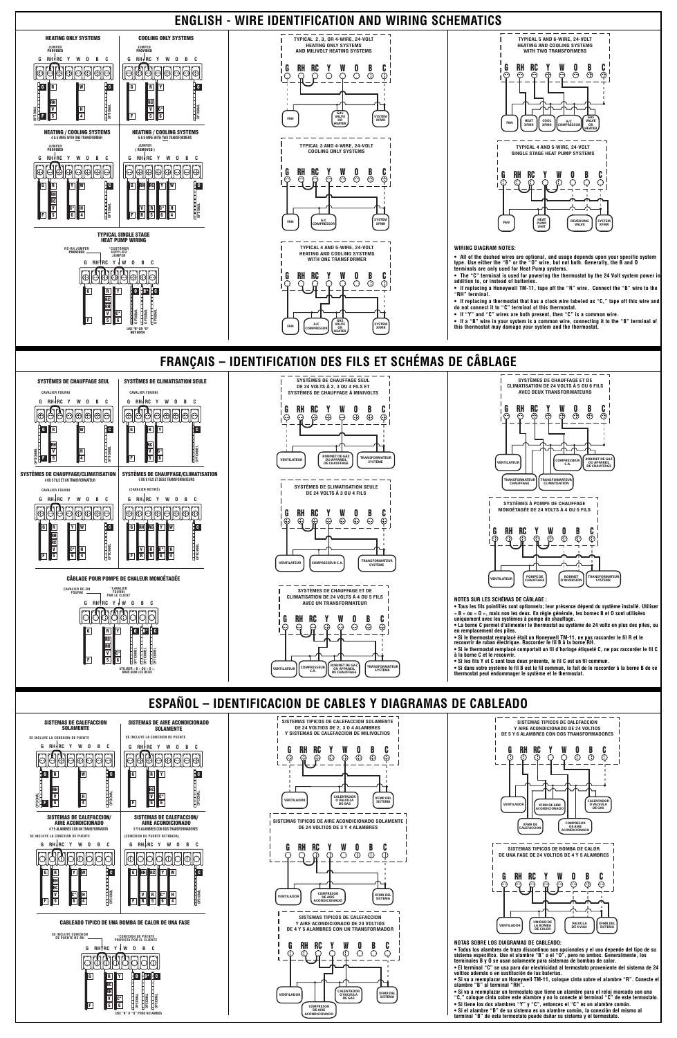# ENGLISH - WIRE IDENTIFICATION AND WIRING SCHEMATICS

HEATING ONLY SYSTEMS

JUMPER PROVIDED

G RH RC Y W O B C

OPTIONAL

COOLING ONLY SYSTEMS

JUMPER PROVIDED

G RH RC Y W O B C

OPTIONAL

HEATING / COOLING SYSTEMS

4 & 5 WIRE WITH ONE TRANSFORMER

JUMPER PROVIDED

G RH RC Y W O B C

OPTIONAL

HEATING / COOLING SYSTEMS

5 & 6 WIRE WITH TWO TRANSFORMERS

JUMPER (REMOVED)

G RH RC Y W O B C

OPTIONAL

TYPICAL SINGLE STAGE HEAT PUMP WIRING

RC-RH JUMPER PROVIDED

*CUSTOMER SUPPLIED JUMPER

G RH RC Y W O B C

OPTIONAL

USE "B" OR "O" NOT BOTH

TYPICAL 2, 3, OR 4-WIRE, 24-VOLT HEATING ONLY SYSTEMS AND MILIVOLT HEATING SYSTEMS

G RH RC Y W O B C

FAN | GAS VALVE OR HEATER | SYSTEM XFMR

TYPICAL 3 AND 4-WIRE, 24-VOLT COOLING ONLY SYSTEMS

G RH RC Y W O B C

FAN | A/C COMPRESSOR | SYSTEM XFMR

TYPICAL 4 AND 5-WIRE, 24-VOLT HEATING AND COOLING SYSTEMS WITH ONE TRANSFORMER

G RH RC Y W O B C

FAN | A/C COMPRESSOR | GAS VALVE OR HEATER | SYSTEM XFMR

TYPICAL 5 AND 6-WIRE, 24-VOLT HEATING AND COOLING SYSTEMS WITH TWO TRANSFORMERS

G RH RC Y W O B C

FAN | HEAT XFMR | COOL XFMR | A/C COMPRESSOR | GAS VALVE OR HEATER

TYPICAL 4 AND 5-WIRE, 24-VOLT SINGLE STAGE HEAT PUMP SYSTEMS

G RH RC Y W O B C

FAN | HEAT PUMP UNIT | REVERSING VALVE | SYSTEM XFMR

**WIRING DIAGRAM NOTES:**

- All of the dashed wires are optional, and usage depends upon your specific system type. Use either the "B" or the "O" wire, but not both. Generally, the B and O terminals are only used for Heat Pump systems.
- The "C" terminal is used for powering the thermostat by the 24 Volt system power in addition to, or instead of batteries.
- If replacing a Honeywell TM-11, tape off the "R" wire. Connect the "B" wire to the "RH" terminal.
- If replacing a thermostat that has a clock wire labeled as "C," tape off this wire and do not connect it to "C" terminal of this thermostat.
- If "Y" and "C" wires are both present, then "C" is a common wire.
- If a "B" wire in your system is a common wire, connecting it to the "B" terminal of this thermostat may damage your system and the thermostat.

# FRANÇAIS – IDENTIFICATION DES FILS ET SCHÉMAS DE CÂBLAGE

SYSTÈMES DE CHAUFFAGE SEUL

CAVALIER FOURNI

G RH RC Y W O B C

OPTIONNEL

SYSTÈMES DE CLIMATISATION SEULE

CAVALIER FOURNI

G RH RC Y W O B C

OPTIONNEL

SYSTÈMES DE CHAUFFAGE/CLIMATISATION

4 OU 5 FILS ET UN TRANSFORMATEUR

CAVALIER FOURNI

G RH RC Y W O B C

OPTIONNEL

SYSTÈMES DE CHAUFFAGE/CLIMATISATION

5 OU 6 FILS ET DEUX TRANSFORMATEURS

(CAVALIER RETIRÉ)

G RH RC Y W O B C

OPTIONNEL

CÂBLAGE POUR POMPE DE CHALEUR MONOÉTAGÉE

CAVALIER RC-RH FOURNI

*CAVALIER FOURNI PAR LE CLIENT

G RH RC Y W O B C

OPTIONNEL

UTILISER « B » OU « O » MAIS NON LES DEUX

SYSTÈMES DE CHAUFFAGE SEUL DE 24 VOLTS À 2, 3 OU 4 FILS ET SYSTÈMES DE CHAUFFAGE À MINIVOLTS

G RH RC Y W O B C

VENTILATEUR | ROBINET DE GAZ OU APPAREIL DE CHAUFFAGE | TRANSFORMATEUR SYSTÈME

SYSTÈMES DE CLIMATISATION SEULE DE 24 VOLTS À 3 OU 4 FILS

G RH RC Y W O B C

VENTILATEUR | COMPRESSEUR C.A. | TRANSFORMATEUR SYSTÈME

SYSTÈMES DE CHAUFFAGE ET DE CLIMATISATION DE 24 VOLTS À 4 OU 5 FILS AVEC UN TRANSFORMATEUR

G RH RC Y W O B C

VENTILATEUR | COMPRESSEUR C.A. | ROBINET DE GAZ OU APPAREIL DE CHAUFFAGE | TRANSFORMATEUR SYSTÈME

SYSTÈMES DE CHAUFFAGE ET DE CLIMATISATION DE 24 VOLTS À 5 OU 6 FILS AVEC DEUX TRANSFORMATEURS

G RH RC Y W O B C

VENTILATEUR | COMPRESSEUR C.A. | ROBINET DE GAZ OU APPAREIL DE CHAUFFAGE | TRANSFORMATEUR CHAUFFAGE | TRANSFORMATEUR CLIMATISATION

SYSTÈMES À POMPE DE CHAUFFAGE MONOÉTAGÉE DE 24 VOLTS À 4 OU 5 FILS

G RH RC Y W O B C

VENTILATEUR | POMPE DE CHAUFFAGE | ROBINET D'INVERSION | TRANSFORMATEUR SYSTÈME

**NOTES SUR LES SCHÉMAS DE CÂBLAGE :**

- Tous les fils pointillés sont optionnels; leur présence dépend du système installé. Utiliser « B » ou « O », mais non les deux. En règle générale, les bornes B et O sont utilisées uniquement avec les systèmes à pompe de chauffage.
- La borne C permet d'alimenter le thermostat au système de 24 volts en plus des piles, ou en remplacement des piles.
- Si le thermostat remplacé était un Honeywell TM-11, ne pas raccorder le fil R et le recouvrir de ruban électrique. Raccorder le fil B à la borne RH.
- Si le thermostat remplacé comportait un fil d'horloge étiqueté C, ne pas raccorder le fil C à la borne C et le recouvrir.
- Si les fils Y et C sont tous deux présents, le fil C est un fil commun.
- Si dans votre système le fil B est le fil commun, le fait de le raccorder à la borne B de ce thermostat peut endommager le système et le thermostat.

# ESPAÑOL – IDENTIFICACION DE CABLES Y DIAGRAMAS DE CABLEADO

SISTEMAS DE CALEFACCION SOLAMENTE

SE INCLUYE LA CONEXION DE PUENTE

G RH RC Y W O B C

OPCIONAL

SISTEMAS DE AIRE ACONDICIONADO SOLAMENTE

SE INCLUYE LA CONEXION DE PUENTE

G RH RC Y W O B C

OPCIONAL

SISTEMAS DE CALEFACCION/ AIRE ACONDICIONADO

4 Y 5 ALAMBRES CON UN TRANSFORMADOR

SE INCLUYE LA CONEXION DE PUENTE

G RH RC Y W O B C

OPCIONAL

SISTEMAS DE CALEFACCION/ AIRE ACONDICIONADO

5 Y 6 ALAMBRES CON DOS TRANSFORMADORES

(CONEXION DE PUENTE RETIRADA)

G RH RC Y W O B C

OPCIONAL

CABLEADO TIPICO DE UNA BOMBA DE CALOR DE UNA FASE

SE INCLUYE CONEXION DE PUENTE RC-RH

*CONEXION DE PUENTE PROVISTA POR EL CLIENTE

G RH RC Y W O B C

OPCIONAL

USE "B" U "O" PERO NO AMBOS

SISTEMAS TIPICOS DE CALEFACCION SOLAMENTE DE 24 VOLTIOS DE 2, 3 O 4 ALAMBRES Y SISTEMAS DE CALEFACCION DE MILIVOLTIOS

G RH RC Y W O B C

VENTILADOR | CALENTADOR O VALVULA DE GAS | XFMR DEL SISTEMA

SISTEMAS TIPICOS DE AIRE ACONDICIONADO SOLAMENTE DE 24 VOLTIOS DE 3 Y 4 ALAMBRES

G RH RC Y W O B C

VENTILADOR | COMPRESOR DE AIRE ACONDICIONADO | XFMR DEL SISTEMA

SISTEMAS TIPICOS DE CALEFACCION Y AIRE ACONDICIONADO DE 24 VOLTIOS DE 4 Y 5 ALAMBRES CON UN TRANSFORMADOR

G RH RC Y W O B C

VENTILADOR | COMPRESOR DE AIRE ACONDICIONADO | CALENTADOR O VALVULA DE GAS | XFMR DEL SISTEMA

SISTEMAS TIPICOS DE CALEFACCION Y AIRE ACONDICIONADO DE 24 VOLTIOS DE 5 Y 6 ALAMBRES CON DOS TRANSFORMADORES

G RH RC Y W O B C

VENTILADOR | XFMR DE AIRE ACONDICIONADO | CALENTADOR O VALVULA DE GAS | XFMR DE CALEFACCION | COMPRESOR DE AIRE ACONDICIONADO

SISTEMAS TIPICOS DE BOMBA DE CALOR DE UNA FASE DE 24 VOLTIOS DE 4 Y 5 ALAMBRES

G RH RC Y W O B C

VENTILADOR | UNIDAD DE LA BOMBA DE CALOR | VALVULA DE 4 VIAS | XFMR DEL SISTEMA

**NOTAS SOBRE LOS DIAGRAMAS DE CABLEADO:**

- Todos los alambres de trazo discontinuo son opcionales y el uso depende del tipo de su sistema específico. Use el alambre "B" o el "O", pero no ambos. Generalmente, los terminales B y O se usan solamente para sistemas de bombas de calor.
- El terminal "C" se usa para dar electricidad al termostato proveniente del sistema de 24 voltios además o en sustitución de las baterías.
- Si va a reemplazar un Honeywell TM-11, coloque cinta sobre el alambre "R". Conecte el alambre "B" al terminal "RH".
- Si va a reemplazar un termostato que tiene un alambre para el reloj marcado con una "C," coloque cinta sobre este alambre y no lo conecte al terminal "C" de este termostato.
- Si tiene los dos alambres "Y" y "C", entonces el "C" es un alambre común.
- Si el alambre "B" de su sistema es un alambre común, la conexión del mismo al terminal "B" de este termostato puede dañar su sistema y el termostato.